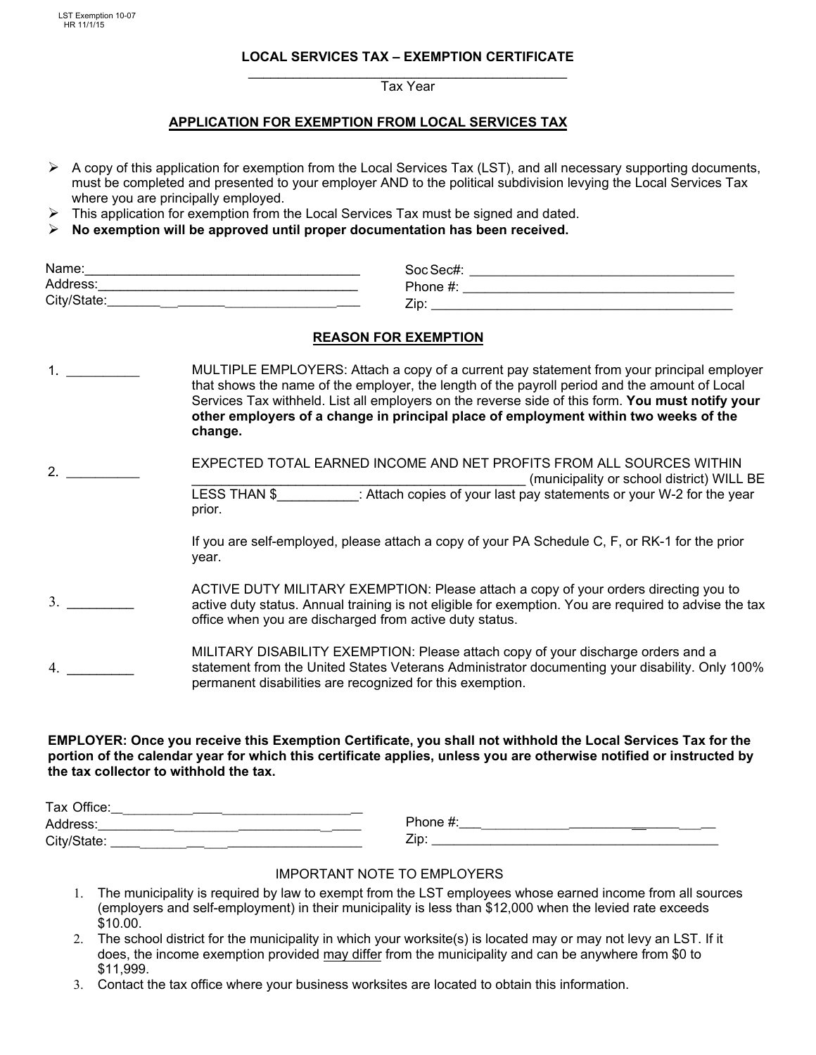LST Exemption 10-07
HR 11/1/15

# LOCAL SERVICES TAX – EXEMPTION CERTIFICATE

_____________________________________________
Tax Year

## APPLICATION FOR EXEMPTION FROM LOCAL SERVICES TAX

- A copy of this application for exemption from the Local Services Tax (LST), and all necessary supporting documents, must be completed and presented to your employer AND to the political subdivision levying the Local Services Tax where you are principally employed.
- This application for exemption from the Local Services Tax must be signed and dated.
- **No exemption will be approved until proper documentation has been received.**

Name:_____________________________________ Soc Sec#: ____________________________________
Address:___________________________________ Phone #: _____________________________________
City/State:_________________________________ Zip: __________________________________________

## REASON FOR EXEMPTION

1. _________ MULTIPLE EMPLOYERS: Attach a copy of a current pay statement from your principal employer that shows the name of the employer, the length of the payroll period and the amount of Local Services Tax withheld. List all employers on the reverse side of this form. **You must notify your other employers of a change in principal place of employment within two weeks of the change.**

2. _________ EXPECTED TOTAL EARNED INCOME AND NET PROFITS FROM ALL SOURCES WITHIN _____________________________________________ (municipality or school district) WILL BE LESS THAN $___________: Attach copies of your last pay statements or your W-2 for the year prior.

   If you are self-employed, please attach a copy of your PA Schedule C, F, or RK-1 for the prior year.

3. _________ ACTIVE DUTY MILITARY EXEMPTION: Please attach a copy of your orders directing you to active duty status. Annual training is not eligible for exemption. You are required to advise the tax office when you are discharged from active duty status.

4. _________ MILITARY DISABILITY EXEMPTION: Please attach copy of your discharge orders and a statement from the United States Veterans Administrator documenting your disability. Only 100% permanent disabilities are recognized for this exemption.

**EMPLOYER: Once you receive this Exemption Certificate, you shall not withhold the Local Services Tax for the portion of the calendar year for which this certificate applies, unless you are otherwise notified or instructed by the tax collector to withhold the tax.**

Tax Office:_________________________________
Address:___________________________________ Phone #:_____________________________________
City/State: _________________________________ Zip: ________________________________________

IMPORTANT NOTE TO EMPLOYERS

1. The municipality is required by law to exempt from the LST employees whose earned income from all sources (employers and self-employment) in their municipality is less than $12,000 when the levied rate exceeds $10.00.
2. The school district for the municipality in which your worksite(s) is located may or may not levy an LST. If it does, the income exemption provided <u>may differ</u> from the municipality and can be anywhere from $0 to $11,999.
3. Contact the tax office where your business worksites are located to obtain this information.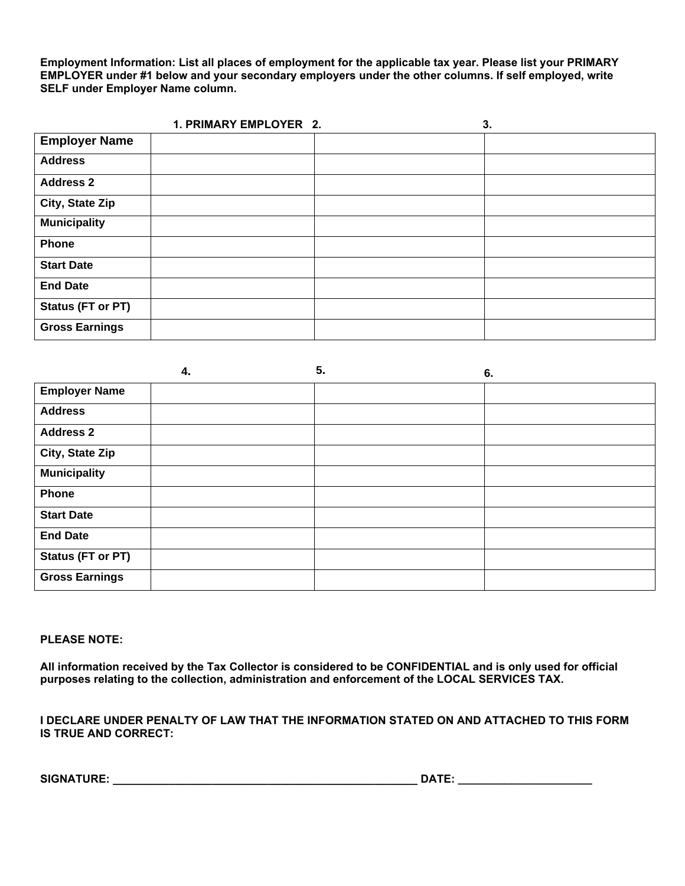**Employment Information: List all places of employment for the applicable tax year. Please list your PRIMARY EMPLOYER under #1 below and your secondary employers under the other columns. If self employed, write SELF under Employer Name column.**

| | 1. PRIMARY EMPLOYER | 2. | 3. |
|---|---|---|---|
| **Employer Name** | | | |
| **Address** | | | |
| **Address 2** | | | |
| **City, State Zip** | | | |
| **Municipality** | | | |
| **Phone** | | | |
| **Start Date** | | | |
| **End Date** | | | |
| **Status (FT or PT)** | | | |
| **Gross Earnings** | | | |

| | 4. | 5. | 6. |
|---|---|---|---|
| **Employer Name** | | | |
| **Address** | | | |
| **Address 2** | | | |
| **City, State Zip** | | | |
| **Municipality** | | | |
| **Phone** | | | |
| **Start Date** | | | |
| **End Date** | | | |
| **Status (FT or PT)** | | | |
| **Gross Earnings** | | | |

**PLEASE NOTE:**

**All information received by the Tax Collector is considered to be CONFIDENTIAL and is only used for official purposes relating to the collection, administration and enforcement of the LOCAL SERVICES TAX.**

**I DECLARE UNDER PENALTY OF LAW THAT THE INFORMATION STATED ON AND ATTACHED TO THIS FORM IS TRUE AND CORRECT:**

**SIGNATURE: ___________________________________________________ DATE: ______________________**